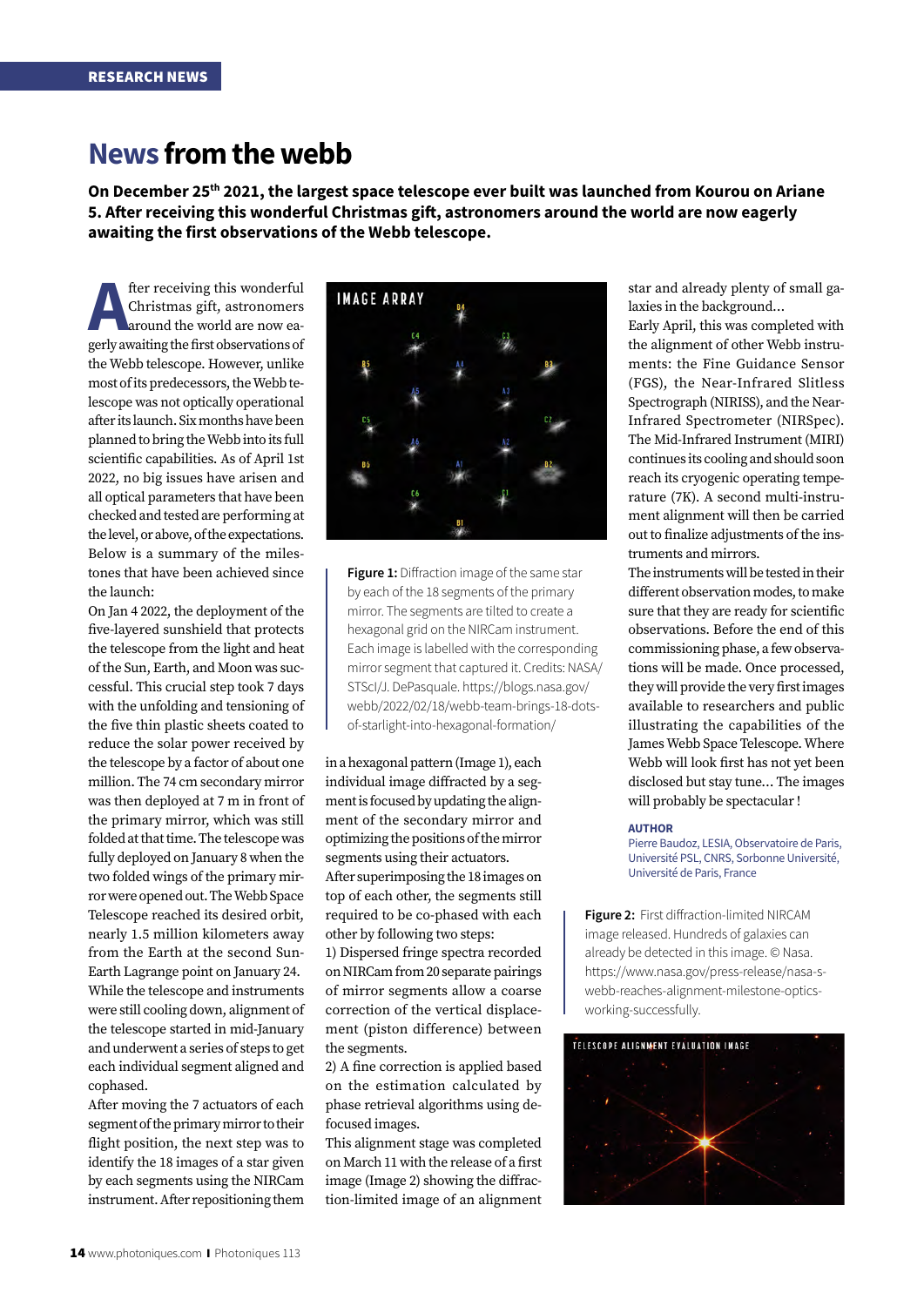RESEARCH NEWS

# News from the webb

**On December 25th 2021, the largest space telescope ever built was launched from Kourou on Ariane 5. After receiving this wonderful Christmas gift, astronomers around the world are now eagerly awaiting the first observations of the Webb telescope.**

After receiving this wonderful Christmas gift, astronomers around the world are now eagerly awaiting the first observations of the Webb telescope. However, unlike most of its predecessors, the Webb telescope was not optically operational after its launch. Six months have been planned to bring the Webb into its full scientific capabilities. As of April 1st 2022, no big issues have arisen and all optical parameters that have been checked and tested are performing at the level, or above, of the expectations. Below is a summary of the milestones that have been achieved since the launch:

On Jan 4 2022, the deployment of the five-layered sunshield that protects the telescope from the light and heat of the Sun, Earth, and Moon was successful. This crucial step took 7 days with the unfolding and tensioning of the five thin plastic sheets coated to reduce the solar power received by the telescope by a factor of about one million. The 74 cm secondary mirror was then deployed at 7 m in front of the primary mirror, which was still folded at that time. The telescope was fully deployed on January 8 when the two folded wings of the primary mirror were opened out. The Webb Space Telescope reached its desired orbit, nearly 1.5 million kilometers away from the Earth at the second Sun-Earth Lagrange point on January 24.

While the telescope and instruments were still cooling down, alignment of the telescope started in mid-January and underwent a series of steps to get each individual segment aligned and cophased.

After moving the 7 actuators of each segment of the primary mirror to their flight position, the next step was to identify the 18 images of a star given by each segments using the NIRCam instrument. After repositioning them in a hexagonal pattern (Image 1), each individual image diffracted by a segment is focused by updating the alignment of the secondary mirror and optimizing the positions of the mirror segments using their actuators.

**Figure 1:** Diffraction image of the same star by each of the 18 segments of the primary mirror. The segments are tilted to create a hexagonal grid on the NIRCam instrument. Each image is labelled with the corresponding mirror segment that captured it. Credits: NASA/STScI/J. DePasquale. https://blogs.nasa.gov/webb/2022/02/18/webb-team-brings-18-dots-of-starlight-into-hexagonal-formation/

After superimposing the 18 images on top of each other, the segments still required to be co-phased with each other by following two steps:

1) Dispersed fringe spectra recorded on NIRCam from 20 separate pairings of mirror segments allow a coarse correction of the vertical displacement (piston difference) between the segments.

2) A fine correction is applied based on the estimation calculated by phase retrieval algorithms using defocused images.

This alignment stage was completed on March 11 with the release of a first image (Image 2) showing the diffraction-limited image of an alignment star and already plenty of small galaxies in the background...

Early April, this was completed with the alignment of other Webb instruments: the Fine Guidance Sensor (FGS), the Near-Infrared Slitless Spectrograph (NIRISS), and the Near-Infrared Spectrometer (NIRSpec). The Mid-Infrared Instrument (MIRI) continues its cooling and should soon reach its cryogenic operating temperature (7K). A second multi-instrument alignment will then be carried out to finalize adjustments of the instruments and mirrors.

The instruments will be tested in their different observation modes, to make sure that they are ready for scientific observations. Before the end of this commissioning phase, a few observations will be made. Once processed, they will provide the very first images available to researchers and public illustrating the capabilities of the James Webb Space Telescope. Where Webb will look first has not yet been disclosed but stay tune... The images will probably be spectacular !

**AUTHOR**

Pierre Baudoz, LESIA, Observatoire de Paris, Université PSL, CNRS, Sorbonne Université, Université de Paris, France

**Figure 2:** First diffraction-limited NIRCAM image released. Hundreds of galaxies can already be detected in this image. © Nasa. https://www.nasa.gov/press-release/nasa-s-webb-reaches-alignment-milestone-optics-working-successfully.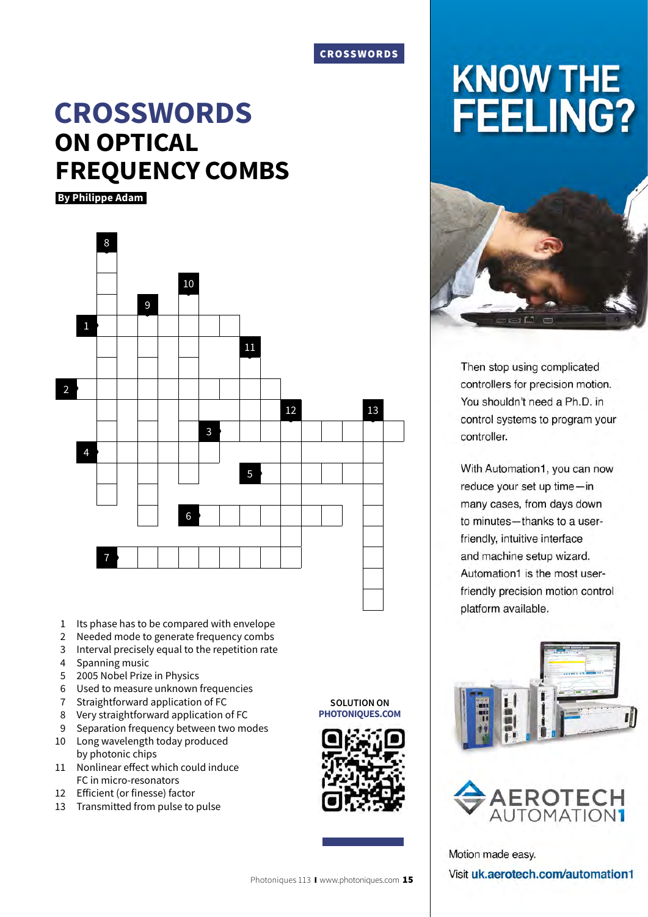CROSSWORDS

# CROSSWORDS ON OPTICAL FREQUENCY COMBS

**By Philippe Adam**

1. Its phase has to be compared with envelope
2. Needed mode to generate frequency combs
3. Interval precisely equal to the repetition rate
4. Spanning music
5. 2005 Nobel Prize in Physics
6. Used to measure unknown frequencies
7. Straightforward application of FC
8. Very straightforward application of FC
9. Separation frequency between two modes
10. Long wavelength today produced by photonic chips
11. Nonlinear effect which could induce FC in micro-resonators
12. Efficient (or finesse) factor
13. Transmitted from pulse to pulse

SOLUTION ON PHOTONIQUES.COM

# KNOW THE FEELING?

Then stop using complicated controllers for precision motion. You shouldn't need a Ph.D. in control systems to program your controller.

With Automation1, you can now reduce your set up time—in many cases, from days down to minutes—thanks to a user-friendly, intuitive interface and machine setup wizard. Automation1 is the most user-friendly precision motion control platform available.

AEROTECH AUTOMATION1

Motion made easy.

Visit **uk.aerotech.com/automation1**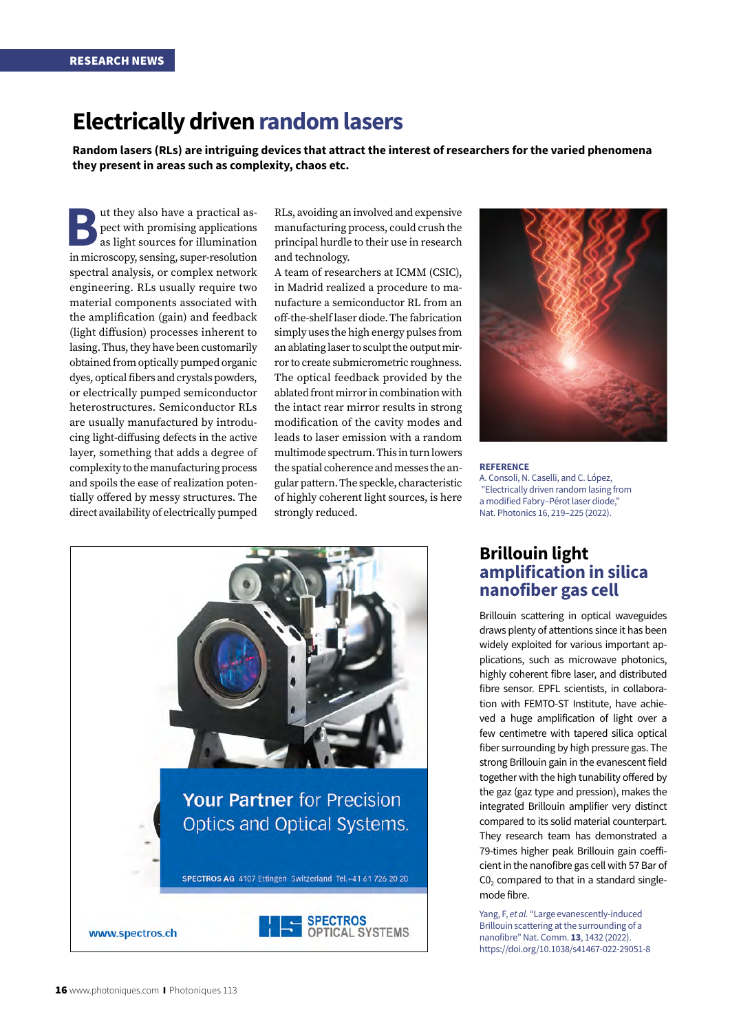RESEARCH NEWS

# Electrically driven random lasers

**Random lasers (RLs) are intriguing devices that attract the interest of researchers for the varied phenomena they present in areas such as complexity, chaos etc.**

But they also have a practical aspect with promising applications as light sources for illumination in microscopy, sensing, super-resolution spectral analysis, or complex network engineering. RLs usually require two material components associated with the amplification (gain) and feedback (light diffusion) processes inherent to lasing. Thus, they have been customarily obtained from optically pumped organic dyes, optical fibers and crystals powders, or electrically pumped semiconductor heterostructures. Semiconductor RLs are usually manufactured by introducing light-diffusing defects in the active layer, something that adds a degree of complexity to the manufacturing process and spoils the ease of realization potentially offered by messy structures. The direct availability of electrically pumped RLs, avoiding an involved and expensive manufacturing process, could crush the principal hurdle to their use in research and technology.

A team of researchers at ICMM (CSIC), in Madrid realized a procedure to manufacture a semiconductor RL from an off-the-shelf laser diode. The fabrication simply uses the high energy pulses from an ablating laser to sculpt the output mirror to create submicrometric roughness. The optical feedback provided by the ablated front mirror in combination with the intact rear mirror results in strong modification of the cavity modes and leads to laser emission with a random multimode spectrum. This in turn lowers the spatial coherence and messes the angular pattern. The speckle, characteristic of highly coherent light sources, is here strongly reduced.

**REFERENCE**

A. Consoli, N. Caselli, and C. López, "Electrically driven random lasing from a modified Fabry–Pérot laser diode," Nat. Photonics 16, 219–225 (2022).

## Brillouin light amplification in silica nanofiber gas cell

Brillouin scattering in optical waveguides draws plenty of attentions since it has been widely exploited for various important applications, such as microwave photonics, highly coherent fibre laser, and distributed fibre sensor. EPFL scientists, in collaboration with FEMTO-ST Institute, have achieved a huge amplification of light over a few centimetre with tapered silica optical fiber surrounding by high pressure gas. The strong Brillouin gain in the evanescent field together with the high tunability offered by the gaz (gaz type and pression), makes the integrated Brillouin amplifier very distinct compared to its solid material counterpart. They research team has demonstrated a 79-times higher peak Brillouin gain coefficient in the nanofibre gas cell with 57 Bar of $C0_2$ compared to that in a standard single-mode fibre.

Yang, F, *et al.* "Large evanescently-induced Brillouin scattering at the surrounding of a nanofibre" Nat. Comm. **13**, 1432 (2022). https://doi.org/10.1038/s41467-022-29051-8

Your Partner for Precision Optics and Optical Systems.

SPECTROS AG 4107 Ettingen Switzerland Tel.+41 61 726 20 20

www.spectros.ch

SPECTROS OPTICAL SYSTEMS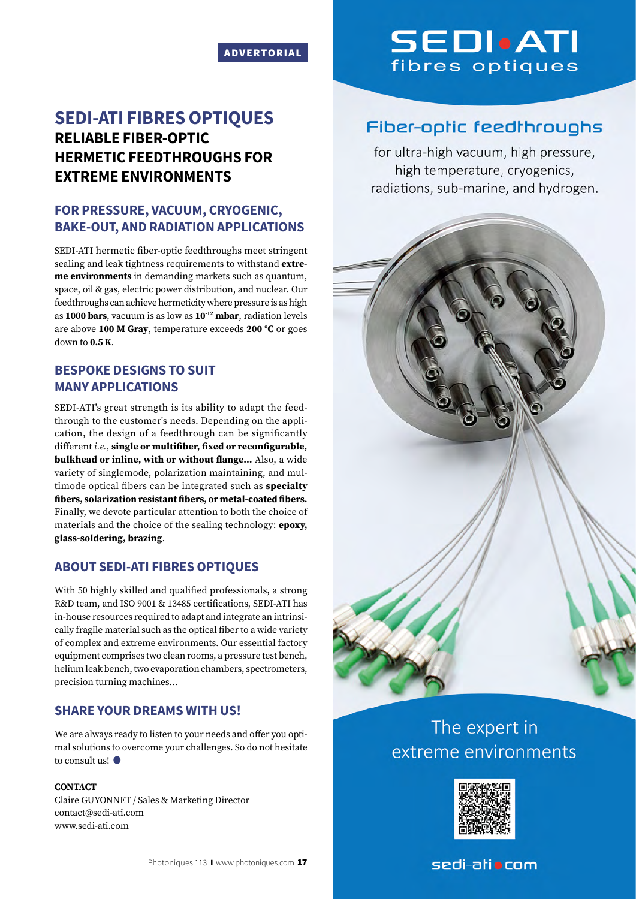ADVERTORIAL

# SEDI-ATI FIBRES OPTIQUES

## RELIABLE FIBER-OPTIC HERMETIC FEEDTHROUGHS FOR EXTREME ENVIRONMENTS

### FOR PRESSURE, VACUUM, CRYOGENIC, BAKE-OUT, AND RADIATION APPLICATIONS

SEDI-ATI hermetic fiber-optic feedthroughs meet stringent sealing and leak tightness requirements to withstand **extreme environments** in demanding markets such as quantum, space, oil & gas, electric power distribution, and nuclear. Our feedthroughs can achieve hermeticity where pressure is as high as **1000 bars**, vacuum is as low as **$10^{-12}$ mbar**, radiation levels are above **100 M Gray**, temperature exceeds **200 °C** or goes down to **0.5 K**.

### BESPOKE DESIGNS TO SUIT MANY APPLICATIONS

SEDI-ATI's great strength is its ability to adapt the feedthrough to the customer's needs. Depending on the application, the design of a feedthrough can be significantly different *i.e.*, **single or multifiber, fixed or reconfigurable, bulkhead or inline, with or without flange...** Also, a wide variety of singlemode, polarization maintaining, and multimode optical fibers can be integrated such as **specialty fibers, solarization resistant fibers, or metal-coated fibers.** Finally, we devote particular attention to both the choice of materials and the choice of the sealing technology: **epoxy, glass-soldering, brazing**.

### ABOUT SEDI-ATI FIBRES OPTIQUES

With 50 highly skilled and qualified professionals, a strong R&D team, and ISO 9001 & 13485 certifications, SEDI-ATI has in-house resources required to adapt and integrate an intrinsically fragile material such as the optical fiber to a wide variety of complex and extreme environments. Our essential factory equipment comprises two clean rooms, a pressure test bench, helium leak bench, two evaporation chambers, spectrometers, precision turning machines...

### SHARE YOUR DREAMS WITH US!

We are always ready to listen to your needs and offer you optimal solutions to overcome your challenges. So do not hesitate to consult us! ●

**CONTACT**
Claire GUYONNET / Sales & Marketing Director
contact@sedi-ati.com
www.sedi-ati.com

SEDI•ATI
fibres optiques

Fiber-optic feedthroughs

for ultra-high vacuum, high pressure, high temperature, cryogenics, radiations, sub-marine, and hydrogen.

The expert in extreme environments

sedi-ati.com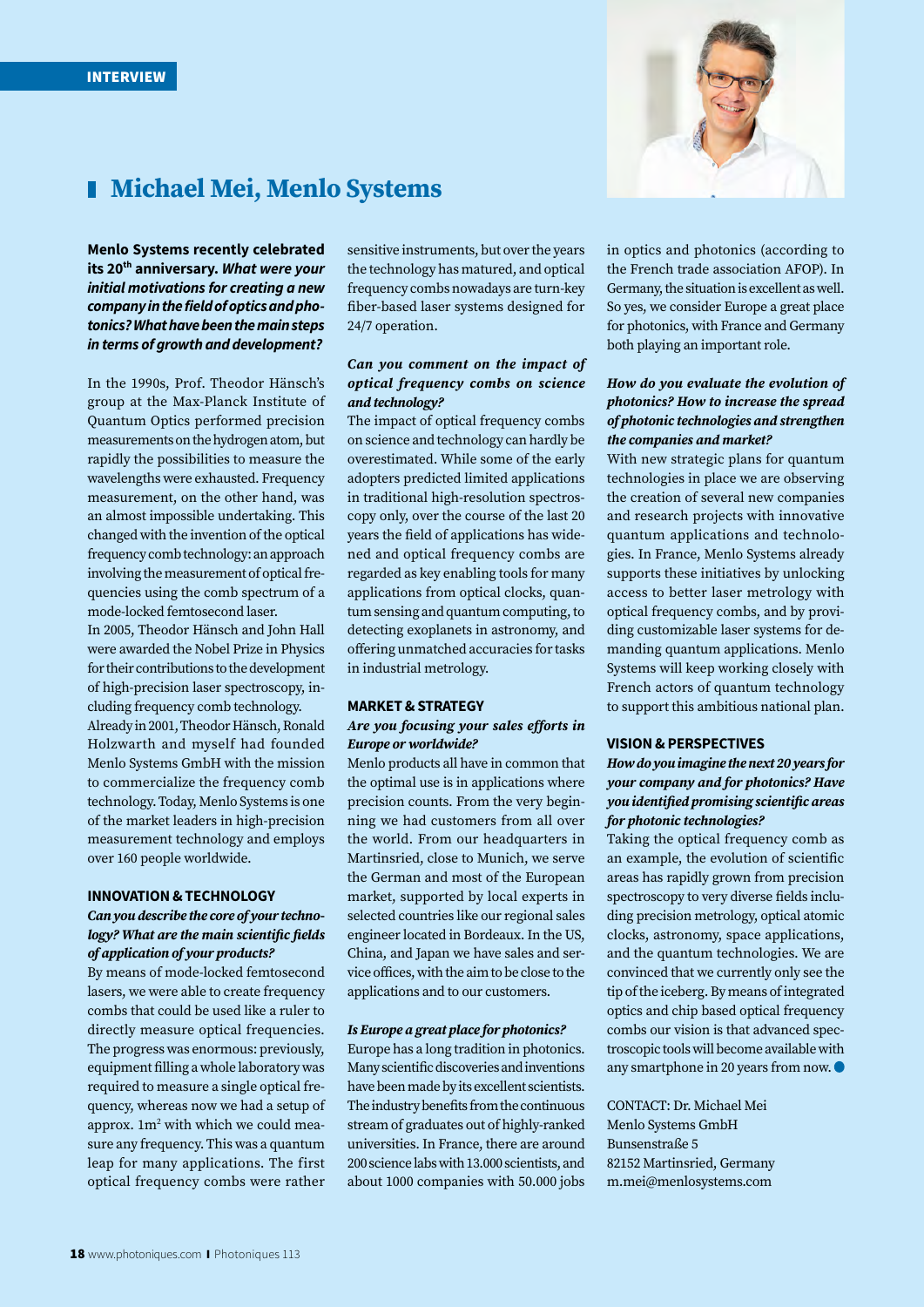INTERVIEW

# Michael Mei, Menlo Systems

**Menlo Systems recently celebrated its 20th anniversary.** ***What were your initial motivations for creating a new company in the field of optics and photonics? What have been the main steps in terms of growth and development?***

In the 1990s, Prof. Theodor Hänsch's group at the Max-Planck Institute of Quantum Optics performed precision measurements on the hydrogen atom, but rapidly the possibilities to measure the wavelengths were exhausted. Frequency measurement, on the other hand, was an almost impossible undertaking. This changed with the invention of the optical frequency comb technology: an approach involving the measurement of optical frequencies using the comb spectrum of a mode-locked femtosecond laser.
In 2005, Theodor Hänsch and John Hall were awarded the Nobel Prize in Physics for their contributions to the development of high-precision laser spectroscopy, including frequency comb technology.
Already in 2001, Theodor Hänsch, Ronald Holzwarth and myself had founded Menlo Systems GmbH with the mission to commercialize the frequency comb technology. Today, Menlo Systems is one of the market leaders in high-precision measurement technology and employs over 160 people worldwide.

## INNOVATION & TECHNOLOGY

***Can you describe the core of your technology? What are the main scientific fields of application of your products?***

By means of mode-locked femtosecond lasers, we were able to create frequency combs that could be used like a ruler to directly measure optical frequencies. The progress was enormous: previously, equipment filling a whole laboratory was required to measure a single optical frequency, whereas now we had a setup of approx. 1m$^2$ with which we could measure any frequency. This was a quantum leap for many applications. The first optical frequency combs were rather sensitive instruments, but over the years the technology has matured, and optical frequency combs nowadays are turn-key fiber-based laser systems designed for 24/7 operation.

***Can you comment on the impact of optical frequency combs on science and technology?***

The impact of optical frequency combs on science and technology can hardly be overestimated. While some of the early adopters predicted limited applications in traditional high-resolution spectroscopy only, over the course of the last 20 years the field of applications has widened and optical frequency combs are regarded as key enabling tools for many applications from optical clocks, quantum sensing and quantum computing, to detecting exoplanets in astronomy, and offering unmatched accuracies for tasks in industrial metrology.

## MARKET & STRATEGY

***Are you focusing your sales efforts in Europe or worldwide?***

Menlo products all have in common that the optimal use is in applications where precision counts. From the very beginning we had customers from all over the world. From our headquarters in Martinsried, close to Munich, we serve the German and most of the European market, supported by local experts in selected countries like our regional sales engineer located in Bordeaux. In the US, China, and Japan we have sales and service offices, with the aim to be close to the applications and to our customers.

***Is Europe a great place for photonics?***

Europe has a long tradition in photonics. Many scientific discoveries and inventions have been made by its excellent scientists. The industry benefits from the continuous stream of graduates out of highly-ranked universities. In France, there are around 200 science labs with 13.000 scientists, and about 1000 companies with 50.000 jobs in optics and photonics (according to the French trade association AFOP). In Germany, the situation is excellent as well. So yes, we consider Europe a great place for photonics, with France and Germany both playing an important role.

***How do you evaluate the evolution of photonics? How to increase the spread of photonic technologies and strengthen the companies and market?***

With new strategic plans for quantum technologies in place we are observing the creation of several new companies and research projects with innovative quantum applications and technologies. In France, Menlo Systems already supports these initiatives by unlocking access to better laser metrology with optical frequency combs, and by providing customizable laser systems for demanding quantum applications. Menlo Systems will keep working closely with French actors of quantum technology to support this ambitious national plan.

## VISION & PERSPECTIVES

***How do you imagine the next 20 years for your company and for photonics? Have you identified promising scientific areas for photonic technologies?***

Taking the optical frequency comb as an example, the evolution of scientific areas has rapidly grown from precision spectroscopy to very diverse fields including precision metrology, optical atomic clocks, astronomy, space applications, and the quantum technologies. We are convinced that we currently only see the tip of the iceberg. By means of integrated optics and chip based optical frequency combs our vision is that advanced spectroscopic tools will become available with any smartphone in 20 years from now.

CONTACT: Dr. Michael Mei
Menlo Systems GmbH
Bunsenstraße 5
82152 Martinsried, Germany
m.mei@menlosystems.com